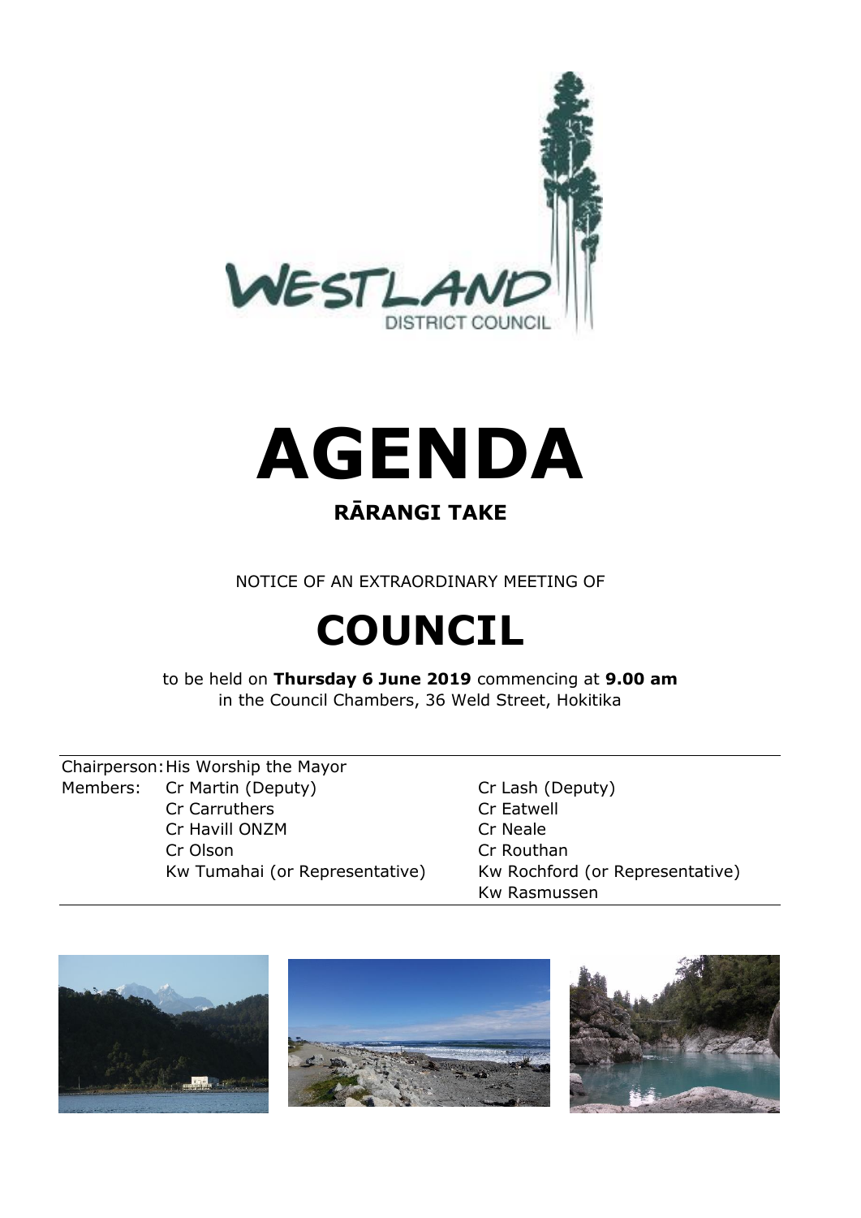WESTLAND DISTRICT COUNCIL

# AGENDA

## RĀRANGI TAKE

NOTICE OF AN EXTRAORDINARY MEETING OF

# COUNCIL

to be held on **Thursday 6 June 2019** commencing at **9.00 am**
in the Council Chambers, 36 Weld Street, Hokitika

| | | |
|---|---|---|
| Chairperson: | His Worship the Mayor | |
| Members: | Cr Martin (Deputy) | Cr Lash (Deputy) |
| | Cr Carruthers | Cr Eatwell |
| | Cr Havill ONZM | Cr Neale |
| | Cr Olson | Cr Routhan |
| | Kw Tumahai (or Representative) | Kw Rochford (or Representative) |
| | | Kw Rasmussen |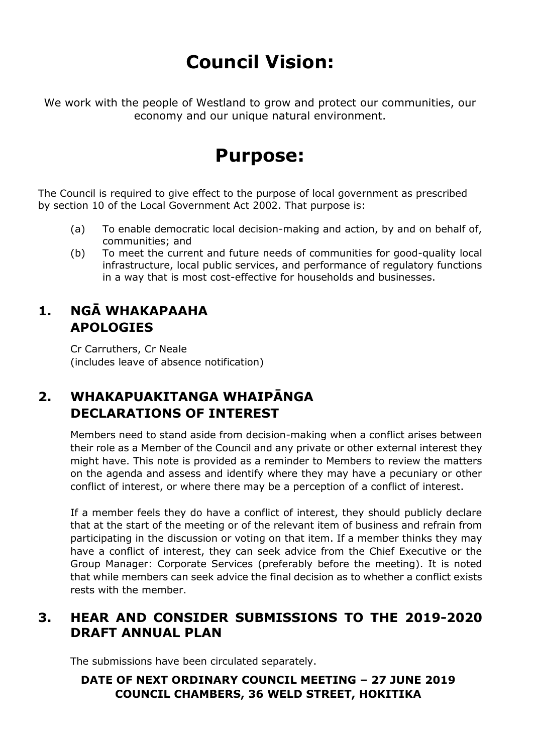# Council Vision:

We work with the people of Westland to grow and protect our communities, our economy and our unique natural environment.

# Purpose:

The Council is required to give effect to the purpose of local government as prescribed by section 10 of the Local Government Act 2002. That purpose is:

(a) To enable democratic local decision-making and action, by and on behalf of, communities; and

(b) To meet the current and future needs of communities for good-quality local infrastructure, local public services, and performance of regulatory functions in a way that is most cost-effective for households and businesses.

## 1. NGĀ WHAKAPAAHA APOLOGIES

Cr Carruthers, Cr Neale
(includes leave of absence notification)

## 2. WHAKAPUAKITANGA WHAIPĀNGA DECLARATIONS OF INTEREST

Members need to stand aside from decision-making when a conflict arises between their role as a Member of the Council and any private or other external interest they might have. This note is provided as a reminder to Members to review the matters on the agenda and assess and identify where they may have a pecuniary or other conflict of interest, or where there may be a perception of a conflict of interest.

If a member feels they do have a conflict of interest, they should publicly declare that at the start of the meeting or of the relevant item of business and refrain from participating in the discussion or voting on that item. If a member thinks they may have a conflict of interest, they can seek advice from the Chief Executive or the Group Manager: Corporate Services (preferably before the meeting). It is noted that while members can seek advice the final decision as to whether a conflict exists rests with the member.

## 3. HEAR AND CONSIDER SUBMISSIONS TO THE 2019-2020 DRAFT ANNUAL PLAN

The submissions have been circulated separately.

**DATE OF NEXT ORDINARY COUNCIL MEETING – 27 JUNE 2019**
**COUNCIL CHAMBERS, 36 WELD STREET, HOKITIKA**